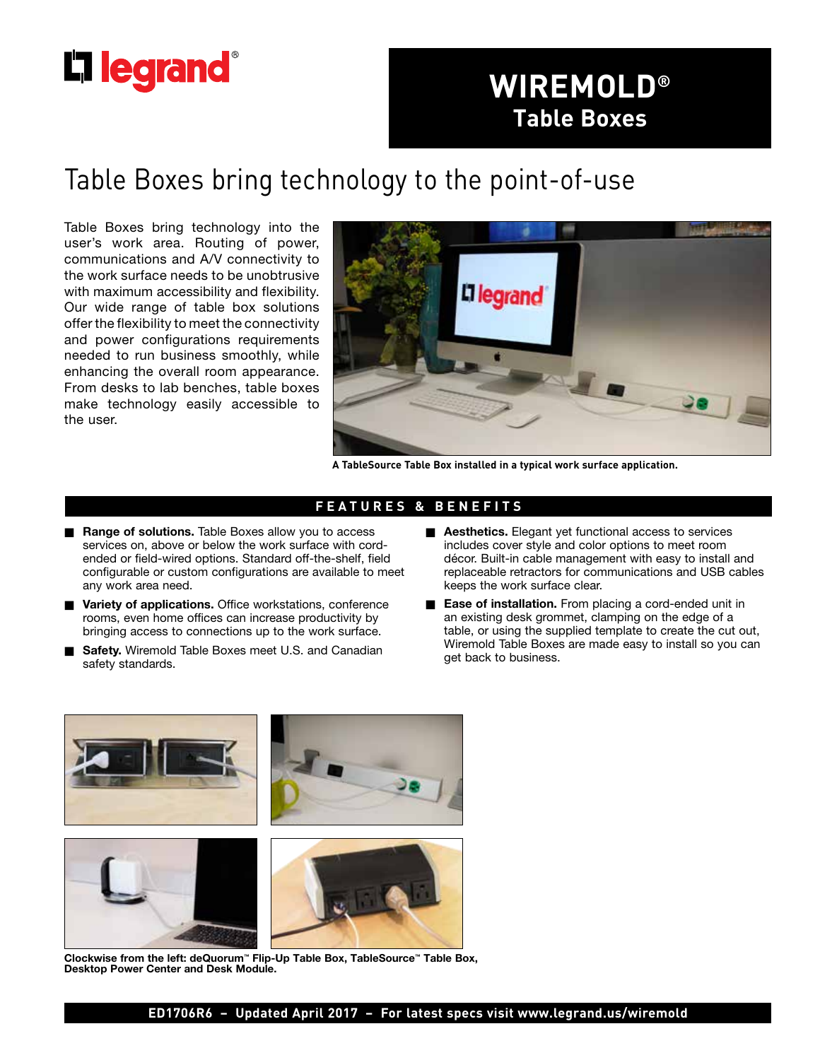# WIREMOLD®
## Table Boxes

# Table Boxes bring technology to the point-of-use

Table Boxes bring technology into the user's work area. Routing of power, communications and A/V connectivity to the work surface needs to be unobtrusive with maximum accessibility and flexibility. Our wide range of table box solutions offer the flexibility to meet the connectivity and power configurations requirements needed to run business smoothly, while enhancing the overall room appearance. From desks to lab benches, table boxes make technology easily accessible to the user.

**A TableSource Table Box installed in a typical work surface application.**

## FEATURES & BENEFITS

- **Range of solutions.** Table Boxes allow you to access services on, above or below the work surface with cord-ended or field-wired options. Standard off-the-shelf, field configurable or custom configurations are available to meet any work area need.
- **Variety of applications.** Office workstations, conference rooms, even home offices can increase productivity by bringing access to connections up to the work surface.
- **Safety.** Wiremold Table Boxes meet U.S. and Canadian safety standards.
- **Aesthetics.** Elegant yet functional access to services includes cover style and color options to meet room décor. Built-in cable management with easy to install and replaceable retractors for communications and USB cables keeps the work surface clear.
- **Ease of installation.** From placing a cord-ended unit in an existing desk grommet, clamping on the edge of a table, or using the supplied template to create the cut out, Wiremold Table Boxes are made easy to install so you can get back to business.

**Clockwise from the left: deQuorum™ Flip-Up Table Box, TableSource™ Table Box, Desktop Power Center and Desk Module.**

ED1706R6 – Updated April 2017 – For latest specs visit www.legrand.us/wiremold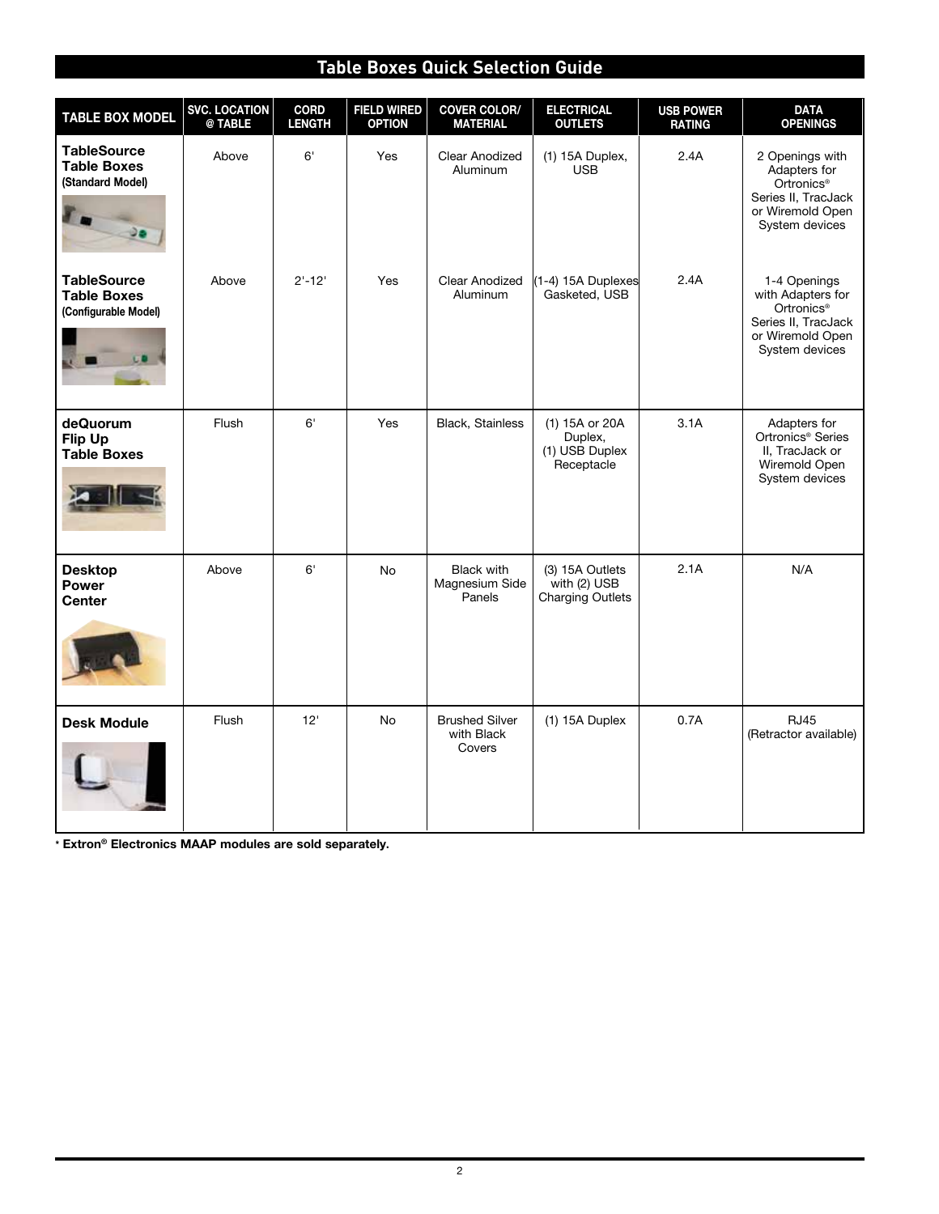## Table Boxes Quick Selection Guide

| TABLE BOX MODEL | SVC. LOCATION @ TABLE | CORD LENGTH | FIELD WIRED OPTION | COVER COLOR/ MATERIAL | ELECTRICAL OUTLETS | USB POWER RATING | DATA OPENINGS |
|---|---|---|---|---|---|---|---|
| **TableSource Table Boxes (Standard Model)** | Above | 6' | Yes | Clear Anodized Aluminum | (1) 15A Duplex, USB | 2.4A | 2 Openings with Adapters for Ortronics® Series II, TracJack or Wiremold Open System devices |
| **TableSource Table Boxes (Configurable Model)** | Above | 2'-12' | Yes | Clear Anodized Aluminum | (1-4) 15A Duplexes Gasketed, USB | 2.4A | 1-4 Openings with Adapters for Ortronics® Series II, TracJack or Wiremold Open System devices |
| **deQuorum Flip Up Table Boxes** | Flush | 6' | Yes | Black, Stainless | (1) 15A or 20A Duplex, (1) USB Duplex Receptacle | 3.1A | Adapters for Ortronics® Series II, TracJack or Wiremold Open System devices |
| **Desktop Power Center** | Above | 6' | No | Black with Magnesium Side Panels | (3) 15A Outlets with (2) USB Charging Outlets | 2.1A | N/A |
| **Desk Module** | Flush | 12' | No | Brushed Silver with Black Covers | (1) 15A Duplex | 0.7A | RJ45 (Retractor available) |

* **Extron® Electronics MAAP modules are sold separately.**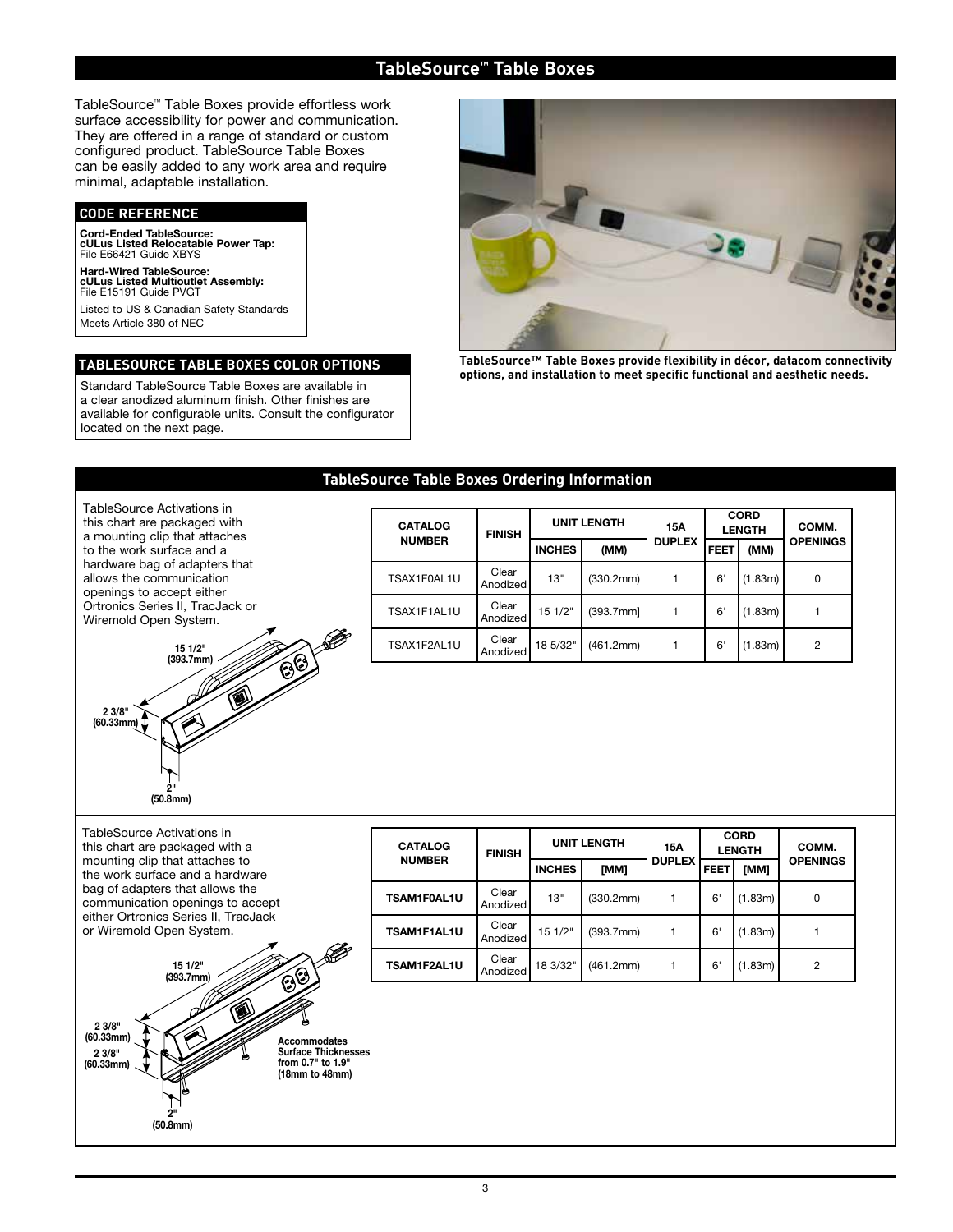# TableSource™ Table Boxes

TableSource™ Table Boxes provide effortless work surface accessibility for power and communication. They are offered in a range of standard or custom configured product. TableSource Table Boxes can be easily added to any work area and require minimal, adaptable installation.

## CODE REFERENCE

**Cord-Ended TableSource:**
**cULus Listed Relocatable Power Tap:**
File E66421 Guide XBYS

**Hard-Wired TableSource:**
**cULus Listed Multioutlet Assembly:**
File E15191 Guide PVGT

Listed to US & Canadian Safety Standards
Meets Article 380 of NEC

## TABLESOURCE TABLE BOXES COLOR OPTIONS

Standard TableSource Table Boxes are available in a clear anodized aluminum finish. Other finishes are available for configurable units. Consult the configurator located on the next page.

**TableSource™ Table Boxes provide flexibility in décor, datacom connectivity options, and installation to meet specific functional and aesthetic needs.**

## TableSource Table Boxes Ordering Information

TableSource Activations in this chart are packaged with a mounting clip that attaches to the work surface and a hardware bag of adapters that allows the communication openings to accept either Ortronics Series II, TracJack or Wiremold Open System.

15 1/2" (393.7mm)
2 3/8" (60.33mm)
2" (50.8mm)

| CATALOG NUMBER | FINISH | UNIT LENGTH | | 15A DUPLEX | CORD LENGTH | | COMM. OPENINGS |
|---|---|---|---|---|---|---|---|
| | | INCHES | (MM) | | FEET | (MM) | |
| TSAX1F0AL1U | Clear Anodized | 13" | (330.2mm) | 1 | 6' | (1.83m) | 0 |
| TSAX1F1AL1U | Clear Anodized | 15 1/2" | (393.7mm] | 1 | 6' | (1.83m) | 1 |
| TSAX1F2AL1U | Clear Anodized | 18 5/32" | (461.2mm) | 1 | 6' | (1.83m) | 2 |

TableSource Activations in this chart are packaged with a mounting clip that attaches to the work surface and a hardware bag of adapters that allows the communication openings to accept either Ortronics Series II, TracJack or Wiremold Open System.

15 1/2" (393.7mm)
2 3/8" (60.33mm)
2 3/8" (60.33mm)
2" (50.8mm)
Accommodates Surface Thicknesses from 0.7" to 1.9" (18mm to 48mm)

| CATALOG NUMBER | FINISH | UNIT LENGTH | | 15A DUPLEX | CORD LENGTH | | COMM. OPENINGS |
|---|---|---|---|---|---|---|---|
| | | INCHES | [MM] | | FEET | [MM] | |
| **TSAM1F0AL1U** | Clear Anodized | 13" | (330.2mm) | 1 | 6' | (1.83m) | 0 |
| **TSAM1F1AL1U** | Clear Anodized | 15 1/2" | (393.7mm) | 1 | 6' | (1.83m) | 1 |
| **TSAM1F2AL1U** | Clear Anodized | 18 3/32" | (461.2mm) | 1 | 6' | (1.83m) | 2 |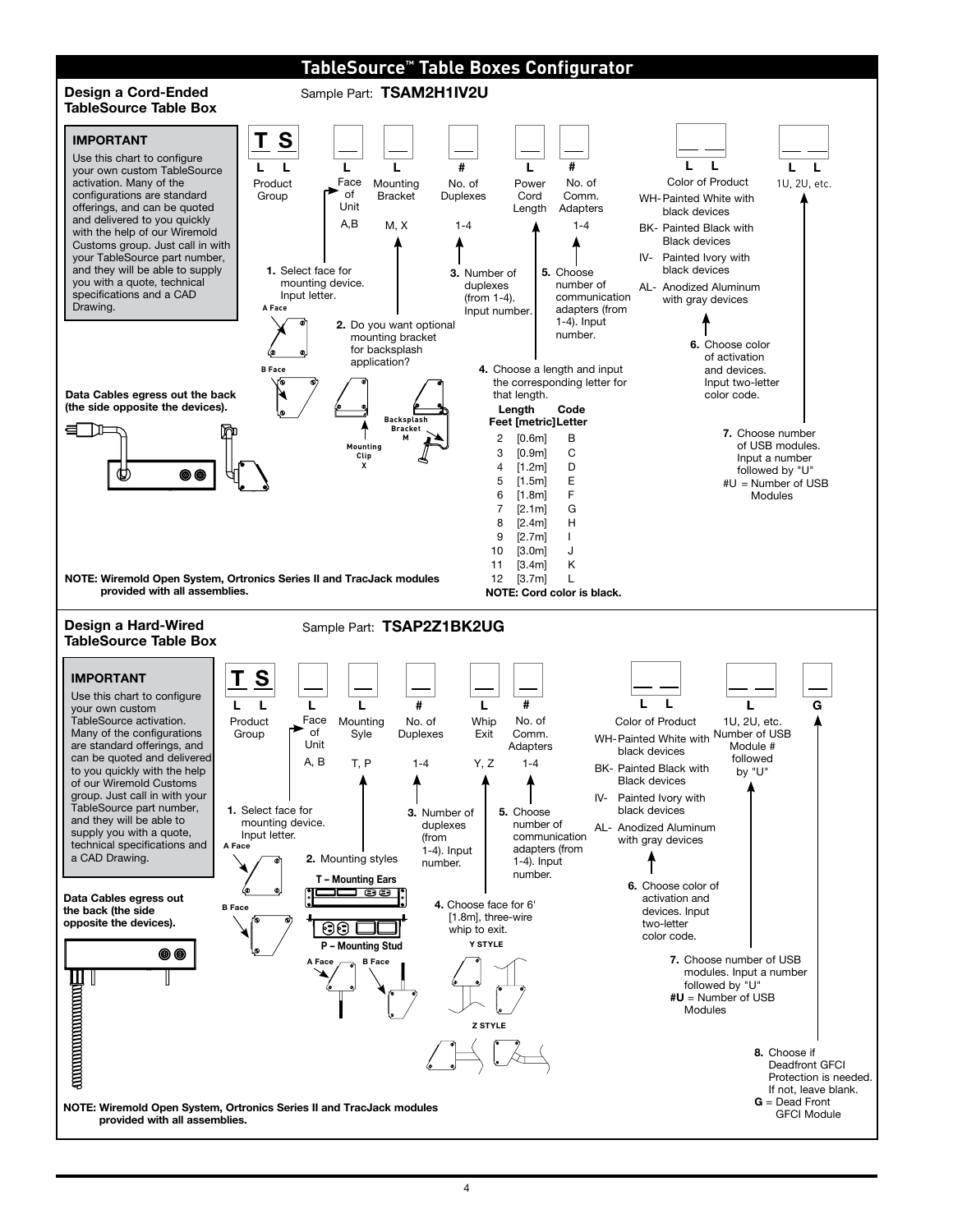# TableSource™ Table Boxes Configurator

## Design a Cord-Ended TableSource Table Box

Sample Part: **TSAM2H1IV2U**

**IMPORTANT**

Use this chart to configure your own custom TableSource activation. Many of the configurations are standard offerings, and can be quoted and delivered to you quickly with the help of our Wiremold Customs group. Just call in with your TableSource part number, and they will be able to supply you with a quote, technical specifications and a CAD Drawing.

| T S | __ | __ | __ | __ | __ | __ __ | __ __ |
|---|---|---|---|---|---|---|---|
| L L | L | L | # | L | # | L L | L L |
| Product Group | Face of Unit | Mounting Bracket | No. of Duplexes | Power Cord Length | No. of Comm. Adapters | Color of Product | 1U, 2U, etc. |
| | A,B | M, X | 1-4 | | 1-4 | | |

1. Select face for mounting device. Input letter. (A Face, B Face)
2. Do you want optional mounting bracket for backsplash application? (Mounting Clip X, Backsplash Bracket M)
3. Number of duplexes (from 1-4). Input number.
4. Choose a length and input the corresponding letter for that length.

| Length Feet [metric] | | Code Letter |
|---|---|---|
| 2 | [0.6m] | B |
| 3 | [0.9m] | C |
| 4 | [1.2m] | D |
| 5 | [1.5m] | E |
| 6 | [1.8m] | F |
| 7 | [2.1m] | G |
| 8 | [2.4m] | H |
| 9 | [2.7m] | I |
| 10 | [3.0m] | J |
| 11 | [3.4m] | K |
| 12 | [3.7m] | L |

**NOTE: Cord color is black.**

5. Choose number of communication adapters (from 1-4). Input number.
6. Choose color of activation and devices. Input two-letter color code.
   - WH- Painted White with black devices
   - BK- Painted Black with Black devices
   - IV- Painted Ivory with black devices
   - AL- Anodized Aluminum with gray devices
7. Choose number of USB modules. Input a number followed by "U"
   #U = Number of USB Modules

**Data Cables egress out the back (the side opposite the devices).**

**NOTE: Wiremold Open System, Ortronics Series II and TracJack modules provided with all assemblies.**

## Design a Hard-Wired TableSource Table Box

Sample Part: **TSAP2Z1BK2UG**

**IMPORTANT**

Use this chart to configure your own custom TableSource activation. Many of the configurations are standard offerings, and can be quoted and delivered to you quickly with the help of our Wiremold Customs group. Just call in with your TableSource part number, and they will be able to supply you with a quote, technical specifications and a CAD Drawing.

| T S | __ | __ | __ | __ | __ | __ __ | __ __ | __ |
|---|---|---|---|---|---|---|---|---|
| L L | L | L | # | L | # | L L | L | G |
| Product Group | Face of Unit | Mounting Syle | No. of Duplexes | Whip Exit | No. of Comm. Adapters | Color of Product | 1U, 2U, etc. Number of USB Module # followed by "U" | |
| | A, B | T, P | 1-4 | Y, Z | 1-4 | | | |

1. Select face for mounting device. Input letter. (A Face, B Face)
2. Mounting styles (T – Mounting Ears; P – Mounting Stud: A Face, B Face)
3. Number of duplexes (from 1-4). Input number.
4. Choose face for 6' [1.8m], three-wire whip to exit. (Y STYLE, Z STYLE)
5. Choose number of communication adapters (from 1-4). Input number.
6. Choose color of activation and devices. Input two-letter color code.
   - WH- Painted White with black devices
   - BK- Painted Black with Black devices
   - IV- Painted Ivory with black devices
   - AL- Anodized Aluminum with gray devices
7. Choose number of USB modules. Input a number followed by "U"
   **#U** = Number of USB Modules
8. Choose if Deadfront GFCI Protection is needed. If not, leave blank.
   **G** = Dead Front GFCI Module

**Data Cables egress out the back (the side opposite the devices).**

**NOTE: Wiremold Open System, Ortronics Series II and TracJack modules provided with all assemblies.**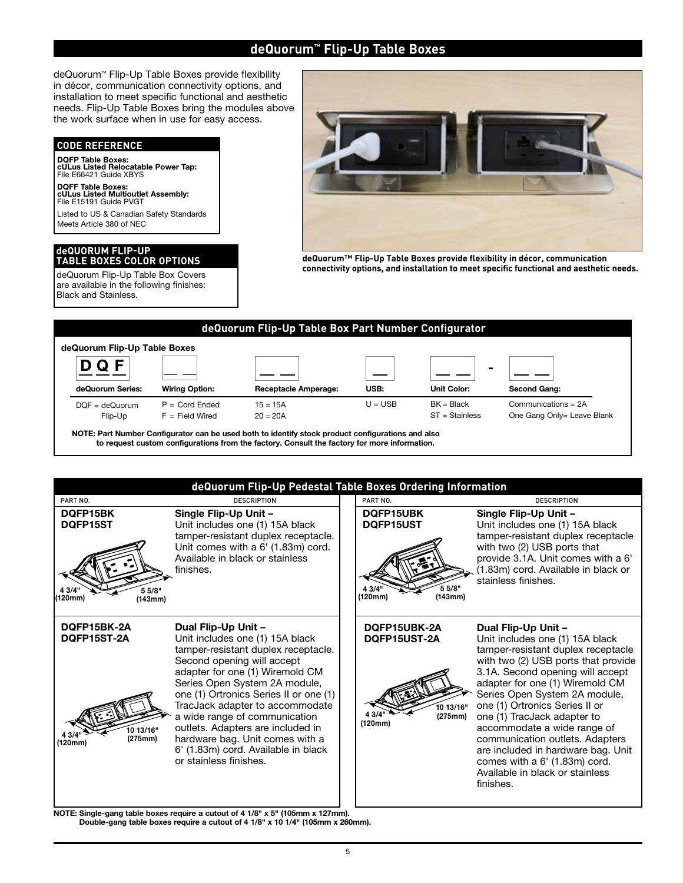# deQuorum™ Flip-Up Table Boxes

deQuorum™ Flip-Up Table Boxes provide flexibility in décor, communication connectivity options, and installation to meet specific functional and aesthetic needs. Flip-Up Table Boxes bring the modules above the work surface when in use for easy access.

### CODE REFERENCE

**DQFP Table Boxes:**
**cULus Listed Relocatable Power Tap:**
File E66421 Guide XBYS

**DQFF Table Boxes:**
**cULus Listed Multioutlet Assembly:**
File E15191 Guide PVGT

Listed to US & Canadian Safety Standards
Meets Article 380 of NEC

### deQUORUM FLIP-UP TABLE BOXES COLOR OPTIONS

deQuorum Flip-Up Table Box Covers are available in the following finishes: Black and Stainless.

**deQuorum™ Flip-Up Table Boxes provide flexibility in décor, communication connectivity options, and installation to meet specific functional and aesthetic needs.**

## deQuorum Flip-Up Table Box Part Number Configurator

**deQuorum Flip-Up Table Boxes**

| DQF | __ | __ __ | __ | __ __ - | __ __ |
|---|---|---|---|---|---|
| **deQuorum Series:** | **Wiring Option:** | **Receptacle Amperage:** | **USB:** | **Unit Color:** | **Second Gang:** |
| DQF = deQuorum Flip-Up | P = Cord Ended<br>F = Field Wired | 15 = 15A<br>20 = 20A | U = USB | BK = Black<br>ST = Stainless | Communications = 2A<br>One Gang Only= Leave Blank |

**NOTE: Part Number Configurator can be used both to identify stock product configurations and also to request custom configurations from the factory. Consult the factory for more information.**

## deQuorum Flip-Up Pedestal Table Boxes Ordering Information

| PART NO. | DESCRIPTION | PART NO. | DESCRIPTION |
|---|---|---|---|
| **DQFP15BK**<br>**DQFP15ST**<br>4 3/4" (120mm) × 5 5/8" (143mm) | **Single Flip-Up Unit –** Unit includes one (1) 15A black tamper-resistant duplex receptacle. Unit comes with a 6' (1.83m) cord. Available in black or stainless finishes. | **DQFP15UBK**<br>**DQFP15UST**<br>4 3/4" (120mm) × 5 5/8" (143mm) | **Single Flip-Up Unit –** Unit includes one (1) 15A black tamper-resistant duplex receptacle with two (2) USB ports that provide 3.1A. Unit comes with a 6' (1.83m) cord. Available in black or stainless finishes. |
| **DQFP15BK-2A**<br>**DQFP15ST-2A**<br>4 3/4" (120mm) × 10 13/16" (275mm) | **Dual Flip-Up Unit –** Unit includes one (1) 15A black tamper-resistant duplex receptacle. Second opening will accept adapter for one (1) Wiremold CM Series Open System 2A module, one (1) Ortronics Series II or one (1) TracJack adapter to accommodate a wide range of communication outlets. Adapters are included in hardware bag. Unit comes with a 6' (1.83m) cord. Available in black or stainless finishes. | **DQFP15UBK-2A**<br>**DQFP15UST-2A**<br>4 3/4" (120mm) × 10 13/16" (275mm) | **Dual Flip-Up Unit –** Unit includes one (1) 15A black tamper-resistant duplex receptacle with two (2) USB ports that provide 3.1A. Second opening will accept adapter for one (1) Wiremold CM Series Open System 2A module, one (1) Ortronics Series II or one (1) TracJack adapter to accommodate a wide range of communication outlets. Adapters are included in hardware bag. Unit comes with a 6' (1.83m) cord. Available in black or stainless finishes. |

**NOTE: Single-gang table boxes require a cutout of 4 1/8" x 5" (105mm x 127mm).**
**Double-gang table boxes require a cutout of 4 1/8" x 10 1/4" (105mm x 260mm).**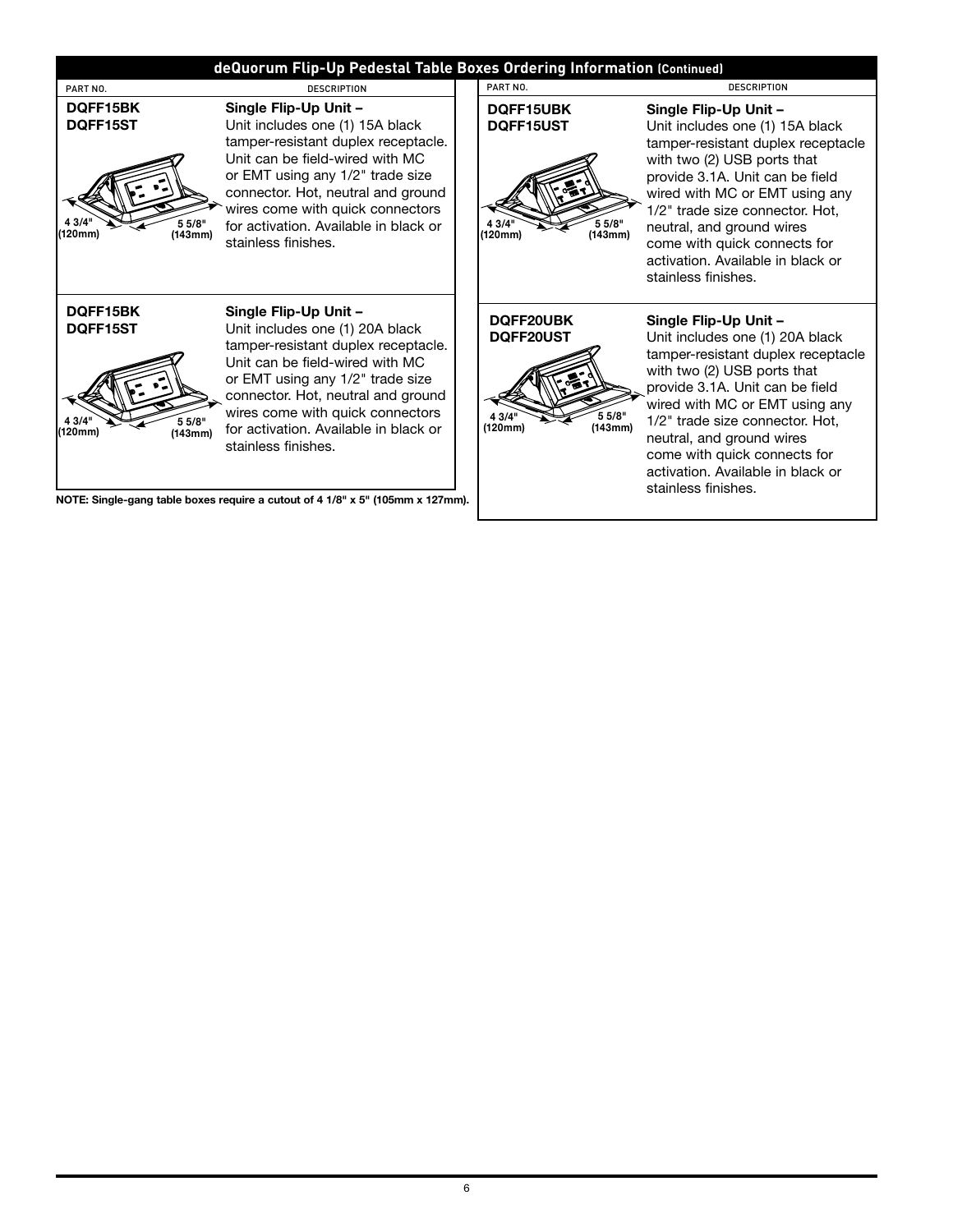## deQuorum Flip-Up Pedestal Table Boxes Ordering Information (Continued)

| PART NO. | DESCRIPTION |
|---|---|
| **DQFF15BK**<br>**DQFF15ST**<br>4 3/4" (120mm) 5 5/8" (143mm) | **Single Flip-Up Unit –**<br>Unit includes one (1) 15A black tamper-resistant duplex receptacle. Unit can be field-wired with MC or EMT using any 1/2" trade size connector. Hot, neutral and ground wires come with quick connectors for activation. Available in black or stainless finishes. |
| **DQFF15BK**<br>**DQFF15ST**<br>4 3/4" (120mm) 5 5/8" (143mm) | **Single Flip-Up Unit –**<br>Unit includes one (1) 20A black tamper-resistant duplex receptacle. Unit can be field-wired with MC or EMT using any 1/2" trade size connector. Hot, neutral and ground wires come with quick connectors for activation. Available in black or stainless finishes. |

**NOTE: Single-gang table boxes require a cutout of 4 1/8" x 5" (105mm x 127mm).**

| PART NO. | DESCRIPTION |
|---|---|
| **DQFF15UBK**<br>**DQFF15UST**<br>4 3/4" (120mm) 5 5/8" (143mm) | **Single Flip-Up Unit –**<br>Unit includes one (1) 15A black tamper-resistant duplex receptacle with two (2) USB ports that provide 3.1A. Unit can be field wired with MC or EMT using any 1/2" trade size connector. Hot, neutral, and ground wires come with quick connects for activation. Available in black or stainless finishes. |
| **DQFF20UBK**<br>**DQFF20UST**<br>4 3/4" (120mm) 5 5/8" (143mm) | **Single Flip-Up Unit –**<br>Unit includes one (1) 20A black tamper-resistant duplex receptacle with two (2) USB ports that provide 3.1A. Unit can be field wired with MC or EMT using any 1/2" trade size connector. Hot, neutral, and ground wires come with quick connects for activation. Available in black or stainless finishes. |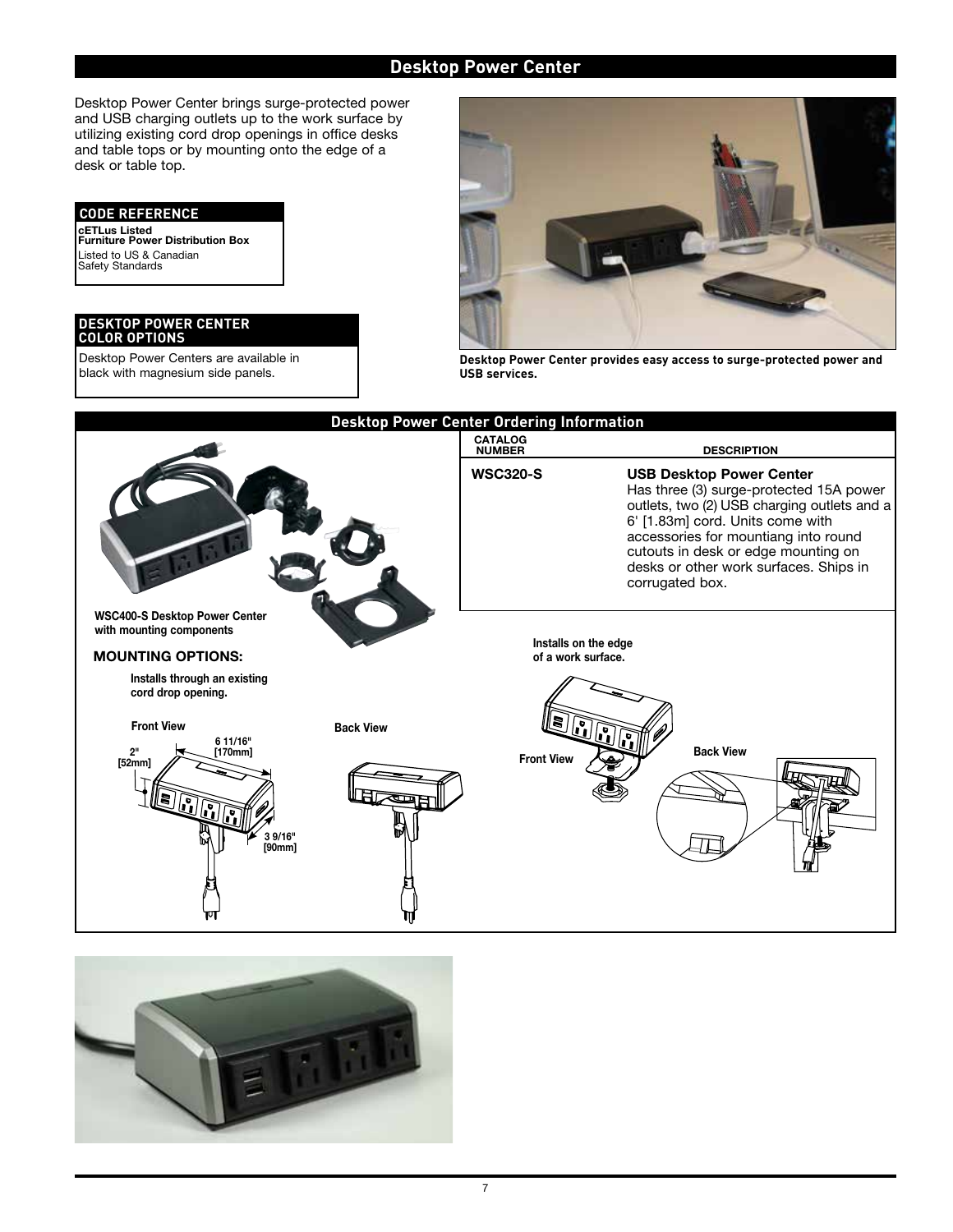## Desktop Power Center

Desktop Power Center brings surge-protected power and USB charging outlets up to the work surface by utilizing existing cord drop openings in office desks and table tops or by mounting onto the edge of a desk or table top.

| CODE REFERENCE |
|---|
| **cETLus Listed Furniture Power Distribution Box** |
| Listed to US & Canadian Safety Standards |

| DESKTOP POWER CENTER COLOR OPTIONS |
|---|
| Desktop Power Centers are available in black with magnesium side panels. |

**Desktop Power Center provides easy access to surge-protected power and USB services.**

### Desktop Power Center Ordering Information

| CATALOG NUMBER | DESCRIPTION |
|---|---|
| **WSC320-S** | **USB Desktop Power Center** Has three (3) surge-protected 15A power outlets, two (2) USB charging outlets and a 6' [1.83m] cord. Units come with accessories for mountiang into round cutouts in desk or edge mounting on desks or other work surfaces. Ships in corrugated box. |

**WSC400-S Desktop Power Center with mounting components**

**MOUNTING OPTIONS:**

**Installs through an existing cord drop opening.**

**Front View** — 2" [52mm]; 6 11/16" [170mm]; 3 9/16" [90mm]

**Back View**

**Installs on the edge of a work surface.**

**Front View**

**Back View**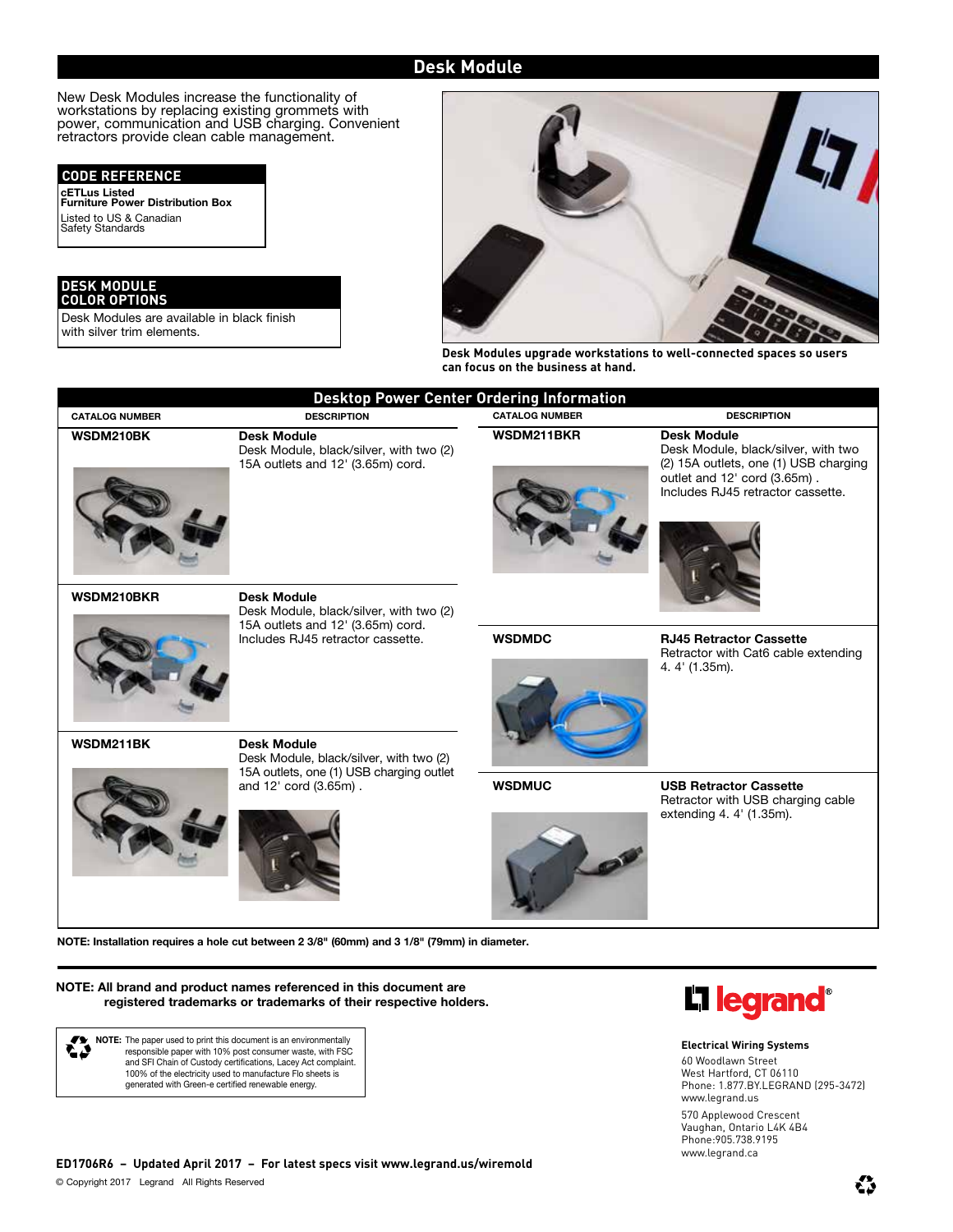# Desk Module

New Desk Modules increase the functionality of workstations by replacing existing grommets with power, communication and USB charging. Convenient retractors provide clean cable management.

**CODE REFERENCE**

**cETLus Listed**
**Furniture Power Distribution Box**
Listed to US & Canadian Safety Standards

**DESK MODULE COLOR OPTIONS**

Desk Modules are available in black finish with silver trim elements.

**Desk Modules upgrade workstations to well-connected spaces so users can focus on the business at hand.**

## Desktop Power Center Ordering Information

| CATALOG NUMBER | DESCRIPTION |
|---|---|
| WSDM210BK | **Desk Module**<br>Desk Module, black/silver, with two (2) 15A outlets and 12' (3.65m) cord. |
| WSDM210BKR | **Desk Module**<br>Desk Module, black/silver, with two (2) 15A outlets and 12' (3.65m) cord. Includes RJ45 retractor cassette. |
| WSDM211BK | **Desk Module**<br>Desk Module, black/silver, with two (2) 15A outlets, one (1) USB charging outlet and 12' cord (3.65m) . |
| WSDM211BKR | **Desk Module**<br>Desk Module, black/silver, with two (2) 15A outlets, one (1) USB charging outlet and 12' cord (3.65m) . Includes RJ45 retractor cassette. |
| WSDMDC | **RJ45 Retractor Cassette**<br>Retractor with Cat6 cable extending 4. 4' (1.35m). |
| WSDMUC | **USB Retractor Cassette**<br>Retractor with USB charging cable extending 4. 4' (1.35m). |

**NOTE: Installation requires a hole cut between 2 3/8" (60mm) and 3 1/8" (79mm) in diameter.**

**NOTE: All brand and product names referenced in this document are registered trademarks or trademarks of their respective holders.**

**NOTE:** The paper used to print this document is an environmentally responsible paper with 10% post consumer waste, with FSC and SFI Chain of Custody certifications, Lacey Act complaint. 100% of the electricity used to manufacture Flo sheets is generated with Green-e certified renewable energy.

legrand®

**Electrical Wiring Systems**
60 Woodlawn Street
West Hartford, CT 06110
Phone: 1.877.BY.LEGRAND (295-3472)
www.legrand.us

570 Applewood Crescent
Vaughan, Ontario L4K 4B4
Phone:905.738.9195
www.legrand.ca

**ED1706R6 – Updated April 2017 – For latest specs visit www.legrand.us/wiremold**

© Copyright 2017 Legrand All Rights Reserved